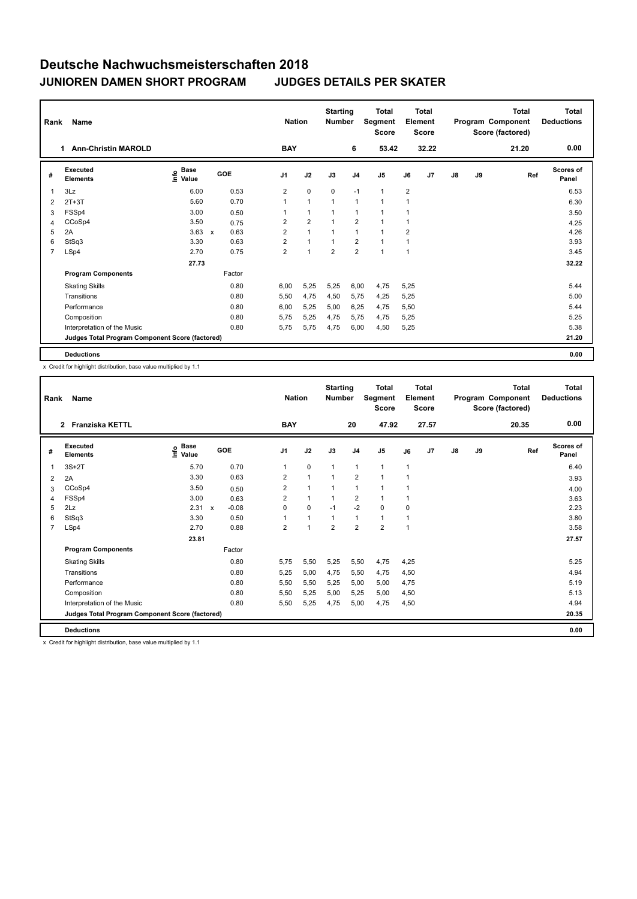# Deutsche Nachwuchsmeisterschaften 2018

## JUNIOREN DAMEN SHORT PROGRAM — JUDGES DETAILS PER SKATER

| Rank | Name | Nation | Starting Number | Total Segment Score | Total Element Score | Total Program Component Score (factored) | Total Deductions |
|---|---|---|---|---|---|---|---|
| 1 | Ann-Christin MAROLD | BAY | 6 | 53.42 | 32.22 | 21.20 | 0.00 |

| # | Executed Elements | Info | Base Value | | GOE | J1 | J2 | J3 | J4 | J5 | J6 | J7 | J8 | J9 | Ref | Scores of Panel |
|---|---|---|---|---|---|---|---|---|---|---|---|---|---|---|---|---|
| 1 | 3Lz | | 6.00 | | 0.53 | 2 | 0 | 0 | -1 | 1 | 2 | | | | | 6.53 |
| 2 | 2T+3T | | 5.60 | | 0.70 | 1 | 1 | 1 | 1 | 1 | 1 | | | | | 6.30 |
| 3 | FSSp4 | | 3.00 | | 0.50 | 1 | 1 | 1 | 1 | 1 | 1 | | | | | 3.50 |
| 4 | CCoSp4 | | 3.50 | | 0.75 | 2 | 2 | 1 | 2 | 1 | 1 | | | | | 4.25 |
| 5 | 2A | | 3.63 | x | 0.63 | 2 | 1 | 1 | 1 | 1 | 2 | | | | | 4.26 |
| 6 | StSq3 | | 3.30 | | 0.63 | 2 | 1 | 1 | 2 | 1 | 1 | | | | | 3.93 |
| 7 | LSp4 | | 2.70 | | 0.75 | 2 | 1 | 2 | 2 | 1 | 1 | | | | | 3.45 |
| | | | 27.73 | | | | | | | | | | | | | 32.22 |
| | **Program Components** | | | | Factor | | | | | | | | | | | |
| | Skating Skills | | | | 0.80 | 6,00 | 5,25 | 5,25 | 6,00 | 4,75 | 5,25 | | | | | 5.44 |
| | Transitions | | | | 0.80 | 5,50 | 4,75 | 4,50 | 5,75 | 4,25 | 5,25 | | | | | 5.00 |
| | Performance | | | | 0.80 | 6,00 | 5,25 | 5,00 | 6,25 | 4,75 | 5,50 | | | | | 5.44 |
| | Composition | | | | 0.80 | 5,75 | 5,25 | 4,75 | 5,75 | 4,75 | 5,25 | | | | | 5.25 |
| | Interpretation of the Music | | | | 0.80 | 5,75 | 5,75 | 4,75 | 6,00 | 4,50 | 5,25 | | | | | 5.38 |
| | **Judges Total Program Component Score (factored)** | | | | | | | | | | | | | | | 21.20 |
| | **Deductions** | | | | | | | | | | | | | | | 0.00 |

x Credit for highlight distribution, base value multiplied by 1.1

| Rank | Name | Nation | Starting Number | Total Segment Score | Total Element Score | Total Program Component Score (factored) | Total Deductions |
|---|---|---|---|---|---|---|---|
| 2 | Franziska KETTL | BAY | 20 | 47.92 | 27.57 | 20.35 | 0.00 |

| # | Executed Elements | Info | Base Value | | GOE | J1 | J2 | J3 | J4 | J5 | J6 | J7 | J8 | J9 | Ref | Scores of Panel |
|---|---|---|---|---|---|---|---|---|---|---|---|---|---|---|---|---|
| 1 | 3S+2T | | 5.70 | | 0.70 | 1 | 0 | 1 | 1 | 1 | 1 | | | | | 6.40 |
| 2 | 2A | | 3.30 | | 0.63 | 2 | 1 | 1 | 2 | 1 | 1 | | | | | 3.93 |
| 3 | CCoSp4 | | 3.50 | | 0.50 | 2 | 1 | 1 | 1 | 1 | 1 | | | | | 4.00 |
| 4 | FSSp4 | | 3.00 | | 0.63 | 2 | 1 | 1 | 2 | 1 | 1 | | | | | 3.63 |
| 5 | 2Lz | | 2.31 | x | -0.08 | 0 | 0 | -1 | -2 | 0 | 0 | | | | | 2.23 |
| 6 | StSq3 | | 3.30 | | 0.50 | 1 | 1 | 1 | 1 | 1 | 1 | | | | | 3.80 |
| 7 | LSp4 | | 2.70 | | 0.88 | 2 | 1 | 2 | 2 | 2 | 1 | | | | | 3.58 |
| | | | 23.81 | | | | | | | | | | | | | 27.57 |
| | **Program Components** | | | | Factor | | | | | | | | | | | |
| | Skating Skills | | | | 0.80 | 5,75 | 5,50 | 5,25 | 5,50 | 4,75 | 4,25 | | | | | 5.25 |
| | Transitions | | | | 0.80 | 5,25 | 5,00 | 4,75 | 5,50 | 4,75 | 4,50 | | | | | 4.94 |
| | Performance | | | | 0.80 | 5,50 | 5,50 | 5,25 | 5,00 | 5,00 | 4,75 | | | | | 5.19 |
| | Composition | | | | 0.80 | 5,50 | 5,25 | 5,00 | 5,25 | 5,00 | 4,50 | | | | | 5.13 |
| | Interpretation of the Music | | | | 0.80 | 5,50 | 5,25 | 4,75 | 5,00 | 4,75 | 4,50 | | | | | 4.94 |
| | **Judges Total Program Component Score (factored)** | | | | | | | | | | | | | | | 20.35 |
| | **Deductions** | | | | | | | | | | | | | | | 0.00 |

x Credit for highlight distribution, base value multiplied by 1.1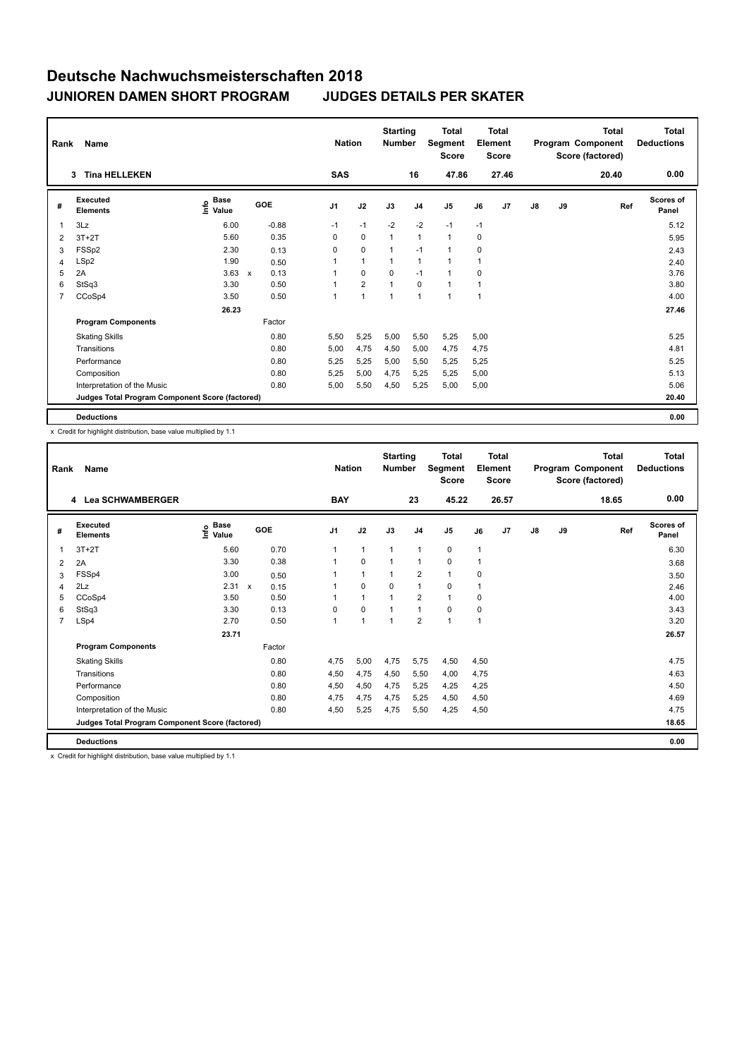# Deutsche Nachwuchsmeisterschaften 2018

## JUNIOREN DAMEN SHORT PROGRAM — JUDGES DETAILS PER SKATER

| Rank | Name | Nation | Starting Number | Total Segment Score | Total Element Score | Total Program Component Score (factored) | Total Deductions |
|---|---|---|---|---|---|---|---|
| 3 | Tina HELLEKEN | SAS | 16 | 47.86 | 27.46 | 20.40 | 0.00 |

| # | Executed Elements | Info | Base Value | | GOE | J1 | J2 | J3 | J4 | J5 | J6 | J7 | J8 | J9 | Ref | Scores of Panel |
|---|---|---|---|---|---|---|---|---|---|---|---|---|---|---|---|---|
| 1 | 3Lz | | 6.00 | | -0.88 | -1 | -1 | -2 | -2 | -1 | -1 | | | | | 5.12 |
| 2 | 3T+2T | | 5.60 | | 0.35 | 0 | 0 | 1 | 1 | 1 | 0 | | | | | 5.95 |
| 3 | FSSp2 | | 2.30 | | 0.13 | 0 | 0 | 1 | -1 | 1 | 0 | | | | | 2.43 |
| 4 | LSp2 | | 1.90 | | 0.50 | 1 | 1 | 1 | 1 | 1 | 1 | | | | | 2.40 |
| 5 | 2A | | 3.63 | x | 0.13 | 1 | 0 | 0 | -1 | 1 | 0 | | | | | 3.76 |
| 6 | StSq3 | | 3.30 | | 0.50 | 1 | 2 | 1 | 0 | 1 | 1 | | | | | 3.80 |
| 7 | CCoSp4 | | 3.50 | | 0.50 | 1 | 1 | 1 | 1 | 1 | 1 | | | | | 4.00 |
| | | | 26.23 | | | | | | | | | | | | | 27.46 |
| | **Program Components** | | | | Factor | | | | | | | | | | | |
| | Skating Skills | | | | 0.80 | 5,50 | 5,25 | 5,00 | 5,50 | 5,25 | 5,00 | | | | | 5.25 |
| | Transitions | | | | 0.80 | 5,00 | 4,75 | 4,50 | 5,00 | 4,75 | 4,75 | | | | | 4.81 |
| | Performance | | | | 0.80 | 5,25 | 5,25 | 5,00 | 5,50 | 5,25 | 5,25 | | | | | 5.25 |
| | Composition | | | | 0.80 | 5,25 | 5,00 | 4,75 | 5,25 | 5,25 | 5,00 | | | | | 5.13 |
| | Interpretation of the Music | | | | 0.80 | 5,00 | 5,50 | 4,50 | 5,25 | 5,00 | 5,00 | | | | | 5.06 |
| | **Judges Total Program Component Score (factored)** | | | | | | | | | | | | | | | 20.40 |
| | **Deductions** | | | | | | | | | | | | | | | 0.00 |

x Credit for highlight distribution, base value multiplied by 1.1

| Rank | Name | Nation | Starting Number | Total Segment Score | Total Element Score | Total Program Component Score (factored) | Total Deductions |
|---|---|---|---|---|---|---|---|
| 4 | Lea SCHWAMBERGER | BAY | 23 | 45.22 | 26.57 | 18.65 | 0.00 |

| # | Executed Elements | Info | Base Value | | GOE | J1 | J2 | J3 | J4 | J5 | J6 | J7 | J8 | J9 | Ref | Scores of Panel |
|---|---|---|---|---|---|---|---|---|---|---|---|---|---|---|---|---|
| 1 | 3T+2T | | 5.60 | | 0.70 | 1 | 1 | 1 | 1 | 0 | 1 | | | | | 6.30 |
| 2 | 2A | | 3.30 | | 0.38 | 1 | 0 | 1 | 1 | 0 | 1 | | | | | 3.68 |
| 3 | FSSp4 | | 3.00 | | 0.50 | 1 | 1 | 1 | 2 | 1 | 0 | | | | | 3.50 |
| 4 | 2Lz | | 2.31 | x | 0.15 | 1 | 0 | 0 | 1 | 0 | 1 | | | | | 2.46 |
| 5 | CCoSp4 | | 3.50 | | 0.50 | 1 | 1 | 1 | 2 | 1 | 0 | | | | | 4.00 |
| 6 | StSq3 | | 3.30 | | 0.13 | 0 | 0 | 1 | 1 | 0 | 0 | | | | | 3.43 |
| 7 | LSp4 | | 2.70 | | 0.50 | 1 | 1 | 1 | 2 | 1 | 1 | | | | | 3.20 |
| | | | 23.71 | | | | | | | | | | | | | 26.57 |
| | **Program Components** | | | | Factor | | | | | | | | | | | |
| | Skating Skills | | | | 0.80 | 4,75 | 5,00 | 4,75 | 5,75 | 4,50 | 4,50 | | | | | 4.75 |
| | Transitions | | | | 0.80 | 4,50 | 4,75 | 4,50 | 5,50 | 4,00 | 4,75 | | | | | 4.63 |
| | Performance | | | | 0.80 | 4,50 | 4,50 | 4,75 | 5,25 | 4,25 | 4,25 | | | | | 4.50 |
| | Composition | | | | 0.80 | 4,75 | 4,75 | 4,75 | 5,25 | 4,50 | 4,50 | | | | | 4.69 |
| | Interpretation of the Music | | | | 0.80 | 4,50 | 5,25 | 4,75 | 5,50 | 4,25 | 4,50 | | | | | 4.75 |
| | **Judges Total Program Component Score (factored)** | | | | | | | | | | | | | | | 18.65 |
| | **Deductions** | | | | | | | | | | | | | | | 0.00 |

x Credit for highlight distribution, base value multiplied by 1.1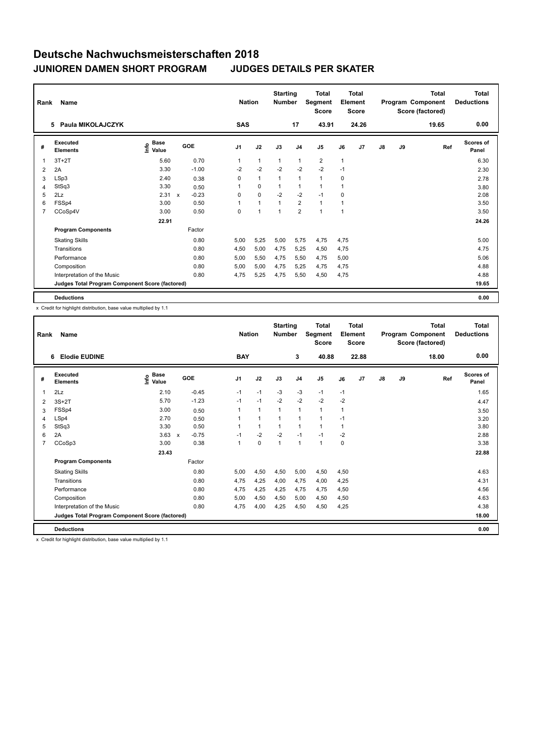# Deutsche Nachwuchsmeisterschaften 2018

## JUNIOREN DAMEN SHORT PROGRAM JUDGES DETAILS PER SKATER

| Rank | Name | Nation | Starting Number | Total Segment Score | Total Element Score | Total Program Component Score (factored) | Total Deductions |
|---|---|---|---|---|---|---|---|
| 5 | Paula MIKOLAJCZYK | SAS | 17 | 43.91 | 24.26 | 19.65 | 0.00 |

| # | Executed Elements | Info | Base Value | | GOE | J1 | J2 | J3 | J4 | J5 | J6 | J7 | J8 | J9 | Ref | Scores of Panel |
|---|---|---|---|---|---|---|---|---|---|---|---|---|---|---|---|---|
| 1 | 3T+2T | | 5.60 | | 0.70 | 1 | 1 | 1 | 1 | 2 | 1 | | | | | 6.30 |
| 2 | 2A | | 3.30 | | -1.00 | -2 | -2 | -2 | -2 | -2 | -1 | | | | | 2.30 |
| 3 | LSp3 | | 2.40 | | 0.38 | 0 | 1 | 1 | 1 | 1 | 0 | | | | | 2.78 |
| 4 | StSq3 | | 3.30 | | 0.50 | 1 | 0 | 1 | 1 | 1 | 1 | | | | | 3.80 |
| 5 | 2Lz | | 2.31 | x | -0.23 | 0 | 0 | -2 | -2 | -1 | 0 | | | | | 2.08 |
| 6 | FSSp4 | | 3.00 | | 0.50 | 1 | 1 | 1 | 2 | 1 | 1 | | | | | 3.50 |
| 7 | CCoSp4V | | 3.00 | | 0.50 | 0 | 1 | 1 | 2 | 1 | 1 | | | | | 3.50 |
| | | | 22.91 | | | | | | | | | | | | | 24.26 |
| | **Program Components** | | | | Factor | | | | | | | | | | | |
| | Skating Skills | | | | 0.80 | 5,00 | 5,25 | 5,00 | 5,75 | 4,75 | 4,75 | | | | | 5.00 |
| | Transitions | | | | 0.80 | 4,50 | 5,00 | 4,75 | 5,25 | 4,50 | 4,75 | | | | | 4.75 |
| | Performance | | | | 0.80 | 5,00 | 5,50 | 4,75 | 5,50 | 4,75 | 5,00 | | | | | 5.06 |
| | Composition | | | | 0.80 | 5,00 | 5,00 | 4,75 | 5,25 | 4,75 | 4,75 | | | | | 4.88 |
| | Interpretation of the Music | | | | 0.80 | 4,75 | 5,25 | 4,75 | 5,50 | 4,50 | 4,75 | | | | | 4.88 |
| | **Judges Total Program Component Score (factored)** | | | | | | | | | | | | | | | 19.65 |
| | **Deductions** | | | | | | | | | | | | | | | 0.00 |

x Credit for highlight distribution, base value multiplied by 1.1

| Rank | Name | Nation | Starting Number | Total Segment Score | Total Element Score | Total Program Component Score (factored) | Total Deductions |
|---|---|---|---|---|---|---|---|
| 6 | Elodie EUDINE | BAY | 3 | 40.88 | 22.88 | 18.00 | 0.00 |

| # | Executed Elements | Info | Base Value | | GOE | J1 | J2 | J3 | J4 | J5 | J6 | J7 | J8 | J9 | Ref | Scores of Panel |
|---|---|---|---|---|---|---|---|---|---|---|---|---|---|---|---|---|
| 1 | 2Lz | | 2.10 | | -0.45 | -1 | -1 | -3 | -3 | -1 | -1 | | | | | 1.65 |
| 2 | 3S+2T | | 5.70 | | -1.23 | -1 | -1 | -2 | -2 | -2 | -2 | | | | | 4.47 |
| 3 | FSSp4 | | 3.00 | | 0.50 | 1 | 1 | 1 | 1 | 1 | 1 | | | | | 3.50 |
| 4 | LSp4 | | 2.70 | | 0.50 | 1 | 1 | 1 | 1 | 1 | -1 | | | | | 3.20 |
| 5 | StSq3 | | 3.30 | | 0.50 | 1 | 1 | 1 | 1 | 1 | 1 | | | | | 3.80 |
| 6 | 2A | | 3.63 | x | -0.75 | -1 | -2 | -2 | -1 | -1 | -2 | | | | | 2.88 |
| 7 | CCoSp3 | | 3.00 | | 0.38 | 1 | 0 | 1 | 1 | 1 | 0 | | | | | 3.38 |
| | | | 23.43 | | | | | | | | | | | | | 22.88 |
| | **Program Components** | | | | Factor | | | | | | | | | | | |
| | Skating Skills | | | | 0.80 | 5,00 | 4,50 | 4,50 | 5,00 | 4,50 | 4,50 | | | | | 4.63 |
| | Transitions | | | | 0.80 | 4,75 | 4,25 | 4,00 | 4,75 | 4,00 | 4,25 | | | | | 4.31 |
| | Performance | | | | 0.80 | 4,75 | 4,25 | 4,25 | 4,75 | 4,75 | 4,50 | | | | | 4.56 |
| | Composition | | | | 0.80 | 5,00 | 4,50 | 4,50 | 5,00 | 4,50 | 4,50 | | | | | 4.63 |
| | Interpretation of the Music | | | | 0.80 | 4,75 | 4,00 | 4,25 | 4,50 | 4,50 | 4,25 | | | | | 4.38 |
| | **Judges Total Program Component Score (factored)** | | | | | | | | | | | | | | | 18.00 |
| | **Deductions** | | | | | | | | | | | | | | | 0.00 |

x Credit for highlight distribution, base value multiplied by 1.1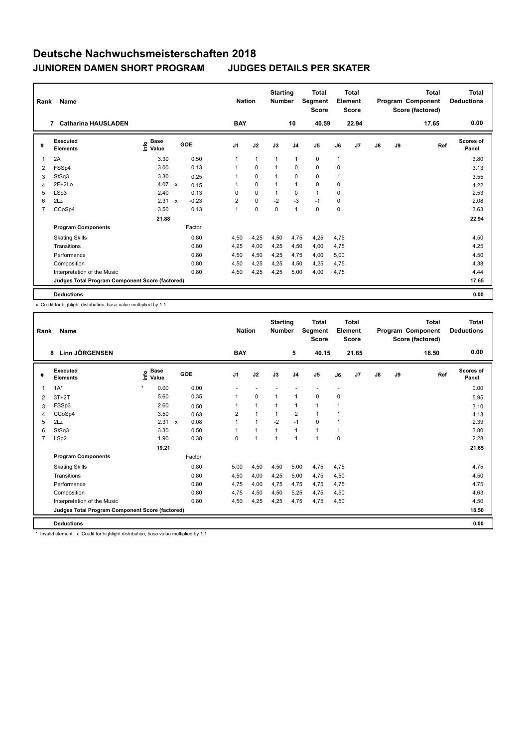# Deutsche Nachwuchsmeisterschaften 2018

## JUNIOREN DAMEN SHORT PROGRAM JUDGES DETAILS PER SKATER

| Rank | Name | Nation | Starting Number | Total Segment Score | Total Element Score | Total Program Component Score (factored) | Total Deductions |
|---|---|---|---|---|---|---|---|
| 7 | Catharina HAUSLADEN | BAY | 10 | 40.59 | 22.94 | 17.65 | 0.00 |

| # | Executed Elements | Info | Base Value | | GOE | J1 | J2 | J3 | J4 | J5 | J6 | J7 | J8 | J9 | Ref | Scores of Panel |
|---|---|---|---|---|---|---|---|---|---|---|---|---|---|---|---|---|
| 1 | 2A | | 3.30 | | 0.50 | 1 | 1 | 1 | 1 | 0 | 1 | | | | | 3.80 |
| 2 | FSSp4 | | 3.00 | | 0.13 | 1 | 0 | 1 | 0 | 0 | 0 | | | | | 3.13 |
| 3 | StSq3 | | 3.30 | | 0.25 | 1 | 0 | 1 | 0 | 0 | 1 | | | | | 3.55 |
| 4 | 2F+2Lo | | 4.07 | x | 0.15 | 1 | 0 | 1 | 1 | 0 | 0 | | | | | 4.22 |
| 5 | LSp3 | | 2.40 | | 0.13 | 0 | 0 | 1 | 0 | 1 | 0 | | | | | 2.53 |
| 6 | 2Lz | | 2.31 | x | -0.23 | 2 | 0 | -2 | -3 | -1 | 0 | | | | | 2.08 |
| 7 | CCoSp4 | | 3.50 | | 0.13 | 1 | 0 | 0 | 1 | 0 | 0 | | | | | 3.63 |
| | | | 21.88 | | | | | | | | | | | | | 22.94 |
| | **Program Components** | | | | Factor | | | | | | | | | | | |
| | Skating Skills | | | | 0.80 | 4,50 | 4,25 | 4,50 | 4,75 | 4,25 | 4,75 | | | | | 4.50 |
| | Transitions | | | | 0.80 | 4,25 | 4,00 | 4,25 | 4,50 | 4,00 | 4,75 | | | | | 4.25 |
| | Performance | | | | 0.80 | 4,50 | 4,50 | 4,25 | 4,75 | 4,00 | 5,00 | | | | | 4.50 |
| | Composition | | | | 0.80 | 4,50 | 4,25 | 4,25 | 4,50 | 4,25 | 4,75 | | | | | 4.38 |
| | Interpretation of the Music | | | | 0.80 | 4,50 | 4,25 | 4,25 | 5,00 | 4,00 | 4,75 | | | | | 4.44 |
| | **Judges Total Program Component Score (factored)** | | | | | | | | | | | | | | | 17.65 |
| | **Deductions** | | | | | | | | | | | | | | | 0.00 |

x Credit for highlight distribution, base value multiplied by 1.1

| Rank | Name | Nation | Starting Number | Total Segment Score | Total Element Score | Total Program Component Score (factored) | Total Deductions |
|---|---|---|---|---|---|---|---|
| 8 | Linn JÖRGENSEN | BAY | 5 | 40.15 | 21.65 | 18.50 | 0.00 |

| # | Executed Elements | Info | Base Value | | GOE | J1 | J2 | J3 | J4 | J5 | J6 | J7 | J8 | J9 | Ref | Scores of Panel |
|---|---|---|---|---|---|---|---|---|---|---|---|---|---|---|---|---|
| 1 | 1A* | * | 0.00 | | 0.00 | - | - | - | - | - | - | | | | | 0.00 |
| 2 | 3T+2T | | 5.60 | | 0.35 | 1 | 0 | 1 | 1 | 0 | 0 | | | | | 5.95 |
| 3 | FSSp3 | | 2.60 | | 0.50 | 1 | 1 | 1 | 1 | 1 | 1 | | | | | 3.10 |
| 4 | CCoSp4 | | 3.50 | | 0.63 | 2 | 1 | 1 | 2 | 1 | 1 | | | | | 4.13 |
| 5 | 2Lz | | 2.31 | x | 0.08 | 1 | 1 | -2 | -1 | 0 | 1 | | | | | 2.39 |
| 6 | StSq3 | | 3.30 | | 0.50 | 1 | 1 | 1 | 1 | 1 | 1 | | | | | 3.80 |
| 7 | LSp2 | | 1.90 | | 0.38 | 0 | 1 | 1 | 1 | 1 | 0 | | | | | 2.28 |
| | | | 19.21 | | | | | | | | | | | | | 21.65 |
| | **Program Components** | | | | Factor | | | | | | | | | | | |
| | Skating Skills | | | | 0.80 | 5,00 | 4,50 | 4,50 | 5,00 | 4,75 | 4,75 | | | | | 4.75 |
| | Transitions | | | | 0.80 | 4,50 | 4,00 | 4,25 | 5,00 | 4,75 | 4,50 | | | | | 4.50 |
| | Performance | | | | 0.80 | 4,75 | 4,00 | 4,75 | 4,75 | 4,75 | 4,75 | | | | | 4.75 |
| | Composition | | | | 0.80 | 4,75 | 4,50 | 4,50 | 5,25 | 4,75 | 4,50 | | | | | 4.63 |
| | Interpretation of the Music | | | | 0.80 | 4,50 | 4,25 | 4,25 | 4,75 | 4,75 | 4,50 | | | | | 4.50 |
| | **Judges Total Program Component Score (factored)** | | | | | | | | | | | | | | | 18.50 |
| | **Deductions** | | | | | | | | | | | | | | | 0.00 |

* Invalid element x Credit for highlight distribution, base value multiplied by 1.1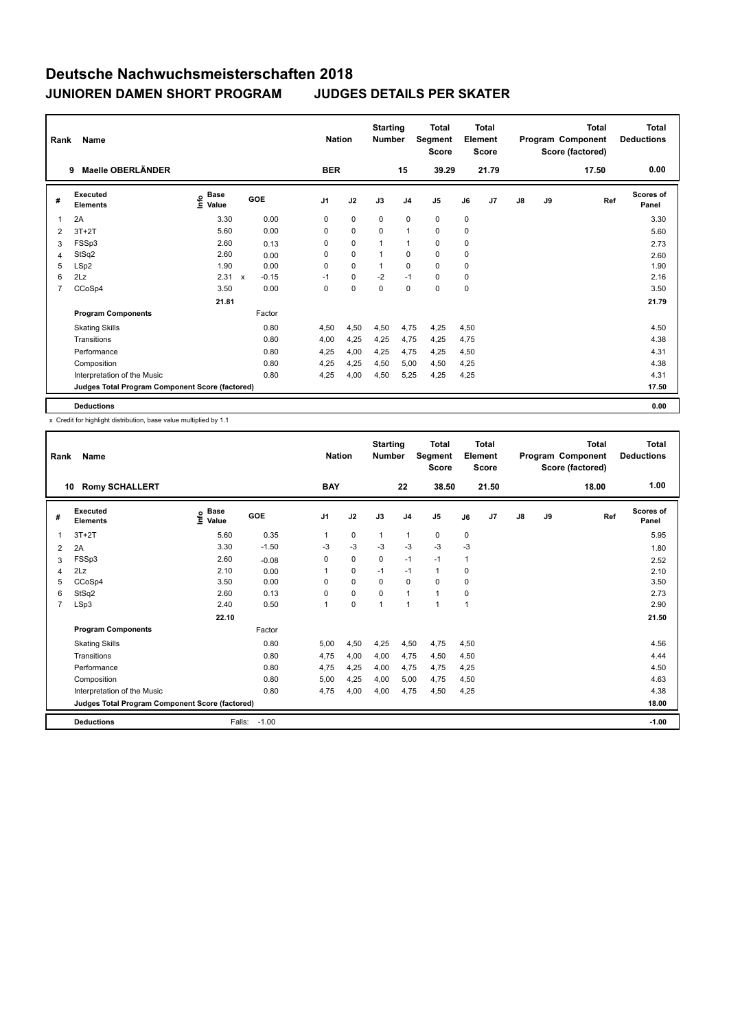# Deutsche Nachwuchsmeisterschaften 2018

## JUNIOREN DAMEN SHORT PROGRAM    JUDGES DETAILS PER SKATER

| Rank | Name | Nation | Starting Number | Total Segment Score | Total Element Score | Total Program Component Score (factored) | Total Deductions |
|---|---|---|---|---|---|---|---|
| 9 | Maelle OBERLÄNDER | BER | 15 | 39.29 | 21.79 | 17.50 | 0.00 |

| # | Executed Elements | Info | Base Value | | GOE | J1 | J2 | J3 | J4 | J5 | J6 | J7 | J8 | J9 | Ref | Scores of Panel |
|---|---|---|---|---|---|---|---|---|---|---|---|---|---|---|---|---|
| 1 | 2A | | 3.30 | | 0.00 | 0 | 0 | 0 | 0 | 0 | 0 | | | | | 3.30 |
| 2 | 3T+2T | | 5.60 | | 0.00 | 0 | 0 | 0 | 1 | 0 | 0 | | | | | 5.60 |
| 3 | FSSp3 | | 2.60 | | 0.13 | 0 | 0 | 1 | 1 | 0 | 0 | | | | | 2.73 |
| 4 | StSq2 | | 2.60 | | 0.00 | 0 | 0 | 1 | 0 | 0 | 0 | | | | | 2.60 |
| 5 | LSp2 | | 1.90 | | 0.00 | 0 | 0 | 1 | 0 | 0 | 0 | | | | | 1.90 |
| 6 | 2Lz | | 2.31 | x | -0.15 | -1 | 0 | -2 | -1 | 0 | 0 | | | | | 2.16 |
| 7 | CCoSp4 | | 3.50 | | 0.00 | 0 | 0 | 0 | 0 | 0 | 0 | | | | | 3.50 |
| | | | 21.81 | | | | | | | | | | | | | 21.79 |
| | **Program Components** | | | | Factor | | | | | | | | | | | |
| | Skating Skills | | | | 0.80 | 4,50 | 4,50 | 4,50 | 4,75 | 4,25 | 4,50 | | | | | 4.50 |
| | Transitions | | | | 0.80 | 4,00 | 4,25 | 4,25 | 4,75 | 4,25 | 4,75 | | | | | 4.38 |
| | Performance | | | | 0.80 | 4,25 | 4,00 | 4,25 | 4,75 | 4,25 | 4,50 | | | | | 4.31 |
| | Composition | | | | 0.80 | 4,25 | 4,25 | 4,50 | 5,00 | 4,50 | 4,25 | | | | | 4.38 |
| | Interpretation of the Music | | | | 0.80 | 4,25 | 4,00 | 4,50 | 5,25 | 4,25 | 4,25 | | | | | 4.31 |
| | **Judges Total Program Component Score (factored)** | | | | | | | | | | | | | | | 17.50 |
| | **Deductions** | | | | | | | | | | | | | | | 0.00 |

x Credit for highlight distribution, base value multiplied by 1.1

| Rank | Name | Nation | Starting Number | Total Segment Score | Total Element Score | Total Program Component Score (factored) | Total Deductions |
|---|---|---|---|---|---|---|---|
| 10 | Romy SCHALLERT | BAY | 22 | 38.50 | 21.50 | 18.00 | 1.00 |

| # | Executed Elements | Info | Base Value | GOE | J1 | J2 | J3 | J4 | J5 | J6 | J7 | J8 | J9 | Ref | Scores of Panel |
|---|---|---|---|---|---|---|---|---|---|---|---|---|---|---|---|
| 1 | 3T+2T | | 5.60 | 0.35 | 1 | 0 | 1 | 1 | 0 | 0 | | | | | 5.95 |
| 2 | 2A | | 3.30 | -1.50 | -3 | -3 | -3 | -3 | -3 | -3 | | | | | 1.80 |
| 3 | FSSp3 | | 2.60 | -0.08 | 0 | 0 | 0 | -1 | -1 | 1 | | | | | 2.52 |
| 4 | 2Lz | | 2.10 | 0.00 | 1 | 0 | -1 | -1 | 1 | 0 | | | | | 2.10 |
| 5 | CCoSp4 | | 3.50 | 0.00 | 0 | 0 | 0 | 0 | 0 | 0 | | | | | 3.50 |
| 6 | StSq2 | | 2.60 | 0.13 | 0 | 0 | 0 | 1 | 1 | 0 | | | | | 2.73 |
| 7 | LSp3 | | 2.40 | 0.50 | 1 | 0 | 1 | 1 | 1 | 1 | | | | | 2.90 |
| | | | 22.10 | | | | | | | | | | | | 21.50 |
| | **Program Components** | | | Factor | | | | | | | | | | | |
| | Skating Skills | | | 0.80 | 5,00 | 4,50 | 4,25 | 4,50 | 4,75 | 4,50 | | | | | 4.56 |
| | Transitions | | | 0.80 | 4,75 | 4,00 | 4,00 | 4,75 | 4,50 | 4,50 | | | | | 4.44 |
| | Performance | | | 0.80 | 4,75 | 4,25 | 4,00 | 4,75 | 4,75 | 4,25 | | | | | 4.50 |
| | Composition | | | 0.80 | 5,00 | 4,25 | 4,00 | 5,00 | 4,75 | 4,50 | | | | | 4.63 |
| | Interpretation of the Music | | | 0.80 | 4,75 | 4,00 | 4,00 | 4,75 | 4,50 | 4,25 | | | | | 4.38 |
| | **Judges Total Program Component Score (factored)** | | | | | | | | | | | | | | 18.00 |
| | **Deductions** | Falls: | | -1.00 | | | | | | | | | | | -1.00 |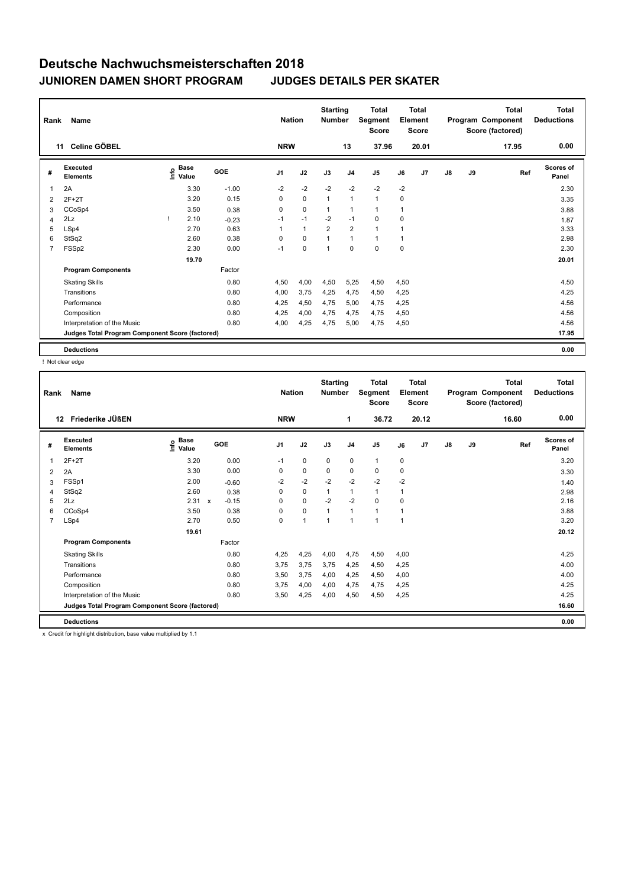# Deutsche Nachwuchsmeisterschaften 2018

## JUNIOREN DAMEN SHORT PROGRAM JUDGES DETAILS PER SKATER

| Rank | Name | Nation | Starting Number | Total Segment Score | Total Element Score | Total Program Component Score (factored) | Total Deductions |
|---|---|---|---|---|---|---|---|
| 11 | Celine GÖBEL | NRW | 13 | 37.96 | 20.01 | 17.95 | 0.00 |

| # | Executed Elements | Info | Base Value | | GOE | J1 | J2 | J3 | J4 | J5 | J6 | J7 | J8 | J9 | Ref | Scores of Panel |
|---|---|---|---|---|---|---|---|---|---|---|---|---|---|---|---|---|
| 1 | 2A | | 3.30 | | -1.00 | -2 | -2 | -2 | -2 | -2 | -2 | | | | | 2.30 |
| 2 | 2F+2T | | 3.20 | | 0.15 | 0 | 0 | 1 | 1 | 1 | 0 | | | | | 3.35 |
| 3 | CCoSp4 | | 3.50 | | 0.38 | 0 | 0 | 1 | 1 | 1 | 1 | | | | | 3.88 |
| 4 | 2Lz | ! | 2.10 | | -0.23 | -1 | -1 | -2 | -1 | 0 | 0 | | | | | 1.87 |
| 5 | LSp4 | | 2.70 | | 0.63 | 1 | 1 | 2 | 2 | 1 | 1 | | | | | 3.33 |
| 6 | StSq2 | | 2.60 | | 0.38 | 0 | 0 | 1 | 1 | 1 | 1 | | | | | 2.98 |
| 7 | FSSp2 | | 2.30 | | 0.00 | -1 | 0 | 1 | 0 | 0 | 0 | | | | | 2.30 |
| | | | 19.70 | | | | | | | | | | | | | 20.01 |
| | **Program Components** | | | | Factor | | | | | | | | | | | |
| | Skating Skills | | | | 0.80 | 4,50 | 4,00 | 4,50 | 5,25 | 4,50 | 4,50 | | | | | 4.50 |
| | Transitions | | | | 0.80 | 4,00 | 3,75 | 4,25 | 4,75 | 4,50 | 4,25 | | | | | 4.25 |
| | Performance | | | | 0.80 | 4,25 | 4,50 | 4,75 | 5,00 | 4,75 | 4,25 | | | | | 4.56 |
| | Composition | | | | 0.80 | 4,25 | 4,00 | 4,75 | 4,75 | 4,75 | 4,50 | | | | | 4.56 |
| | Interpretation of the Music | | | | 0.80 | 4,00 | 4,25 | 4,75 | 5,00 | 4,75 | 4,50 | | | | | 4.56 |
| | **Judges Total Program Component Score (factored)** | | | | | | | | | | | | | | | 17.95 |
| | **Deductions** | | | | | | | | | | | | | | | 0.00 |

! Not clear edge

| Rank | Name | Nation | Starting Number | Total Segment Score | Total Element Score | Total Program Component Score (factored) | Total Deductions |
|---|---|---|---|---|---|---|---|
| 12 | Friederike JÜßEN | NRW | 1 | 36.72 | 20.12 | 16.60 | 0.00 |

| # | Executed Elements | Info | Base Value | | GOE | J1 | J2 | J3 | J4 | J5 | J6 | J7 | J8 | J9 | Ref | Scores of Panel |
|---|---|---|---|---|---|---|---|---|---|---|---|---|---|---|---|---|
| 1 | 2F+2T | | 3.20 | | 0.00 | -1 | 0 | 0 | 0 | 1 | 0 | | | | | 3.20 |
| 2 | 2A | | 3.30 | | 0.00 | 0 | 0 | 0 | 0 | 0 | 0 | | | | | 3.30 |
| 3 | FSSp1 | | 2.00 | | -0.60 | -2 | -2 | -2 | -2 | -2 | -2 | | | | | 1.40 |
| 4 | StSq2 | | 2.60 | | 0.38 | 0 | 0 | 1 | 1 | 1 | 1 | | | | | 2.98 |
| 5 | 2Lz | | 2.31 | x | -0.15 | 0 | 0 | -2 | -2 | 0 | 0 | | | | | 2.16 |
| 6 | CCoSp4 | | 3.50 | | 0.38 | 0 | 0 | 1 | 1 | 1 | 1 | | | | | 3.88 |
| 7 | LSp4 | | 2.70 | | 0.50 | 0 | 1 | 1 | 1 | 1 | 1 | | | | | 3.20 |
| | | | 19.61 | | | | | | | | | | | | | 20.12 |
| | **Program Components** | | | | Factor | | | | | | | | | | | |
| | Skating Skills | | | | 0.80 | 4,25 | 4,25 | 4,00 | 4,75 | 4,50 | 4,00 | | | | | 4.25 |
| | Transitions | | | | 0.80 | 3,75 | 3,75 | 3,75 | 4,25 | 4,50 | 4,25 | | | | | 4.00 |
| | Performance | | | | 0.80 | 3,50 | 3,75 | 4,00 | 4,25 | 4,50 | 4,00 | | | | | 4.00 |
| | Composition | | | | 0.80 | 3,75 | 4,00 | 4,00 | 4,75 | 4,75 | 4,25 | | | | | 4.25 |
| | Interpretation of the Music | | | | 0.80 | 3,50 | 4,25 | 4,00 | 4,50 | 4,50 | 4,25 | | | | | 4.25 |
| | **Judges Total Program Component Score (factored)** | | | | | | | | | | | | | | | 16.60 |
| | **Deductions** | | | | | | | | | | | | | | | 0.00 |

x Credit for highlight distribution, base value multiplied by 1.1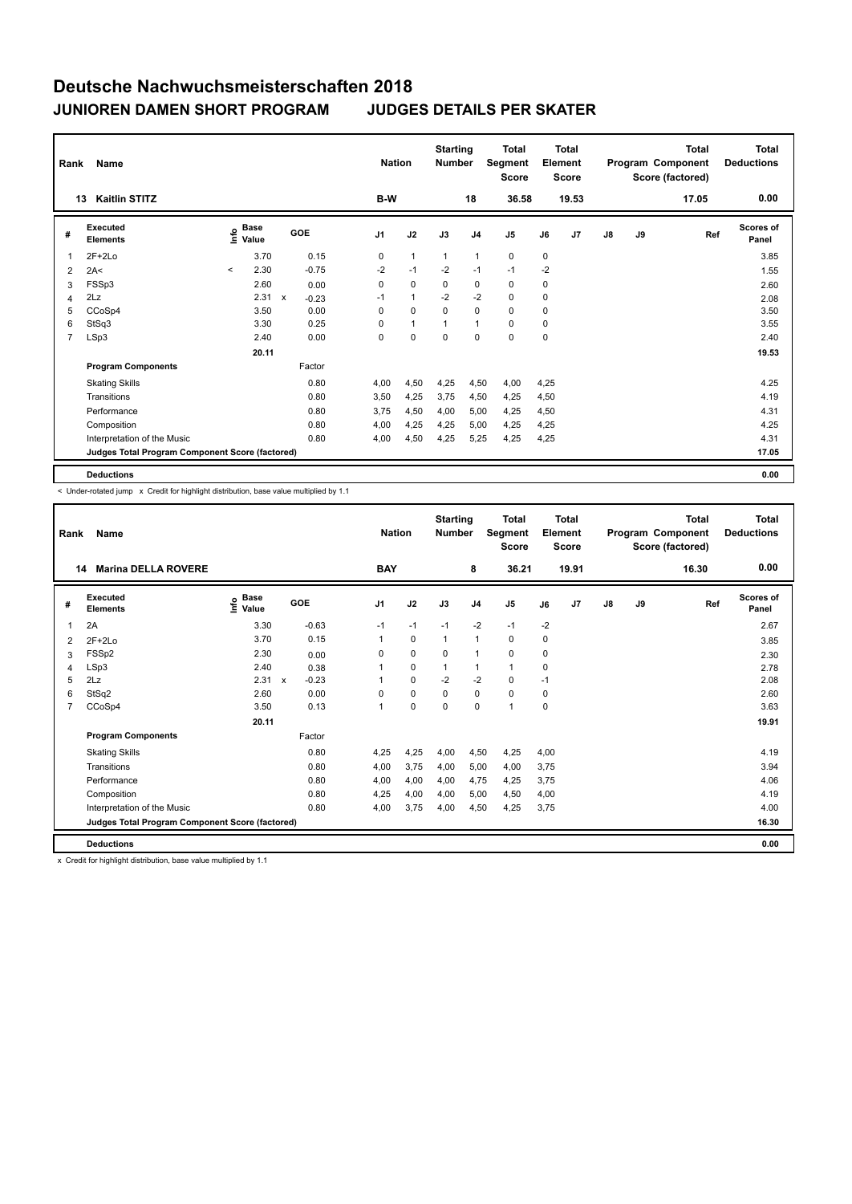# Deutsche Nachwuchsmeisterschaften 2018

## JUNIOREN DAMEN SHORT PROGRAM  JUDGES DETAILS PER SKATER

| Rank | Name | Nation | Starting Number | Total Segment Score | Total Element Score | Total Program Component Score (factored) | Total Deductions |
|---|---|---|---|---|---|---|---|
| 13 | Kaitlin STITZ | B-W | 18 | 36.58 | 19.53 | 17.05 | 0.00 |

| # | Executed Elements | Info | Base Value | | GOE | J1 | J2 | J3 | J4 | J5 | J6 | J7 | J8 | J9 | Ref | Scores of Panel |
|---|---|---|---|---|---|---|---|---|---|---|---|---|---|---|---|---|
| 1 | 2F+2Lo | | 3.70 | | 0.15 | 0 | 1 | 1 | 1 | 0 | 0 | | | | | 3.85 |
| 2 | 2A< | < | 2.30 | | -0.75 | -2 | -1 | -2 | -1 | -1 | -2 | | | | | 1.55 |
| 3 | FSSp3 | | 2.60 | | 0.00 | 0 | 0 | 0 | 0 | 0 | 0 | | | | | 2.60 |
| 4 | 2Lz | | 2.31 | x | -0.23 | -1 | 1 | -2 | -2 | 0 | 0 | | | | | 2.08 |
| 5 | CCoSp4 | | 3.50 | | 0.00 | 0 | 0 | 0 | 0 | 0 | 0 | | | | | 3.50 |
| 6 | StSq3 | | 3.30 | | 0.25 | 0 | 1 | 1 | 1 | 0 | 0 | | | | | 3.55 |
| 7 | LSp3 | | 2.40 | | 0.00 | 0 | 0 | 0 | 0 | 0 | 0 | | | | | 2.40 |
| | | | 20.11 | | | | | | | | | | | | | 19.53 |
| | **Program Components** | | | | Factor | | | | | | | | | | | |
| | Skating Skills | | | | 0.80 | 4,00 | 4,50 | 4,25 | 4,50 | 4,00 | 4,25 | | | | | 4.25 |
| | Transitions | | | | 0.80 | 3,50 | 4,25 | 3,75 | 4,50 | 4,25 | 4,50 | | | | | 4.19 |
| | Performance | | | | 0.80 | 3,75 | 4,50 | 4,00 | 5,00 | 4,25 | 4,50 | | | | | 4.31 |
| | Composition | | | | 0.80 | 4,00 | 4,25 | 4,25 | 5,00 | 4,25 | 4,25 | | | | | 4.25 |
| | Interpretation of the Music | | | | 0.80 | 4,00 | 4,50 | 4,25 | 5,25 | 4,25 | 4,25 | | | | | 4.31 |
| | **Judges Total Program Component Score (factored)** | | | | | | | | | | | | | | | 17.05 |
| | **Deductions** | | | | | | | | | | | | | | | 0.00 |

< Under-rotated jump x Credit for highlight distribution, base value multiplied by 1.1

| Rank | Name | Nation | Starting Number | Total Segment Score | Total Element Score | Total Program Component Score (factored) | Total Deductions |
|---|---|---|---|---|---|---|---|
| 14 | Marina DELLA ROVERE | BAY | 8 | 36.21 | 19.91 | 16.30 | 0.00 |

| # | Executed Elements | Info | Base Value | | GOE | J1 | J2 | J3 | J4 | J5 | J6 | J7 | J8 | J9 | Ref | Scores of Panel |
|---|---|---|---|---|---|---|---|---|---|---|---|---|---|---|---|---|
| 1 | 2A | | 3.30 | | -0.63 | -1 | -1 | -1 | -2 | -1 | -2 | | | | | 2.67 |
| 2 | 2F+2Lo | | 3.70 | | 0.15 | 1 | 0 | 1 | 1 | 0 | 0 | | | | | 3.85 |
| 3 | FSSp2 | | 2.30 | | 0.00 | 0 | 0 | 0 | 1 | 0 | 0 | | | | | 2.30 |
| 4 | LSp3 | | 2.40 | | 0.38 | 1 | 0 | 1 | 1 | 1 | 0 | | | | | 2.78 |
| 5 | 2Lz | | 2.31 | x | -0.23 | 1 | 0 | -2 | -2 | 0 | -1 | | | | | 2.08 |
| 6 | StSq2 | | 2.60 | | 0.00 | 0 | 0 | 0 | 0 | 0 | 0 | | | | | 2.60 |
| 7 | CCoSp4 | | 3.50 | | 0.13 | 1 | 0 | 0 | 0 | 1 | 0 | | | | | 3.63 |
| | | | 20.11 | | | | | | | | | | | | | 19.91 |
| | **Program Components** | | | | Factor | | | | | | | | | | | |
| | Skating Skills | | | | 0.80 | 4,25 | 4,25 | 4,00 | 4,50 | 4,25 | 4,00 | | | | | 4.19 |
| | Transitions | | | | 0.80 | 4,00 | 3,75 | 4,00 | 5,00 | 4,00 | 3,75 | | | | | 3.94 |
| | Performance | | | | 0.80 | 4,00 | 4,00 | 4,00 | 4,75 | 4,25 | 3,75 | | | | | 4.06 |
| | Composition | | | | 0.80 | 4,25 | 4,00 | 4,00 | 5,00 | 4,50 | 4,00 | | | | | 4.19 |
| | Interpretation of the Music | | | | 0.80 | 4,00 | 3,75 | 4,00 | 4,50 | 4,25 | 3,75 | | | | | 4.00 |
| | **Judges Total Program Component Score (factored)** | | | | | | | | | | | | | | | 16.30 |
| | **Deductions** | | | | | | | | | | | | | | | 0.00 |

x Credit for highlight distribution, base value multiplied by 1.1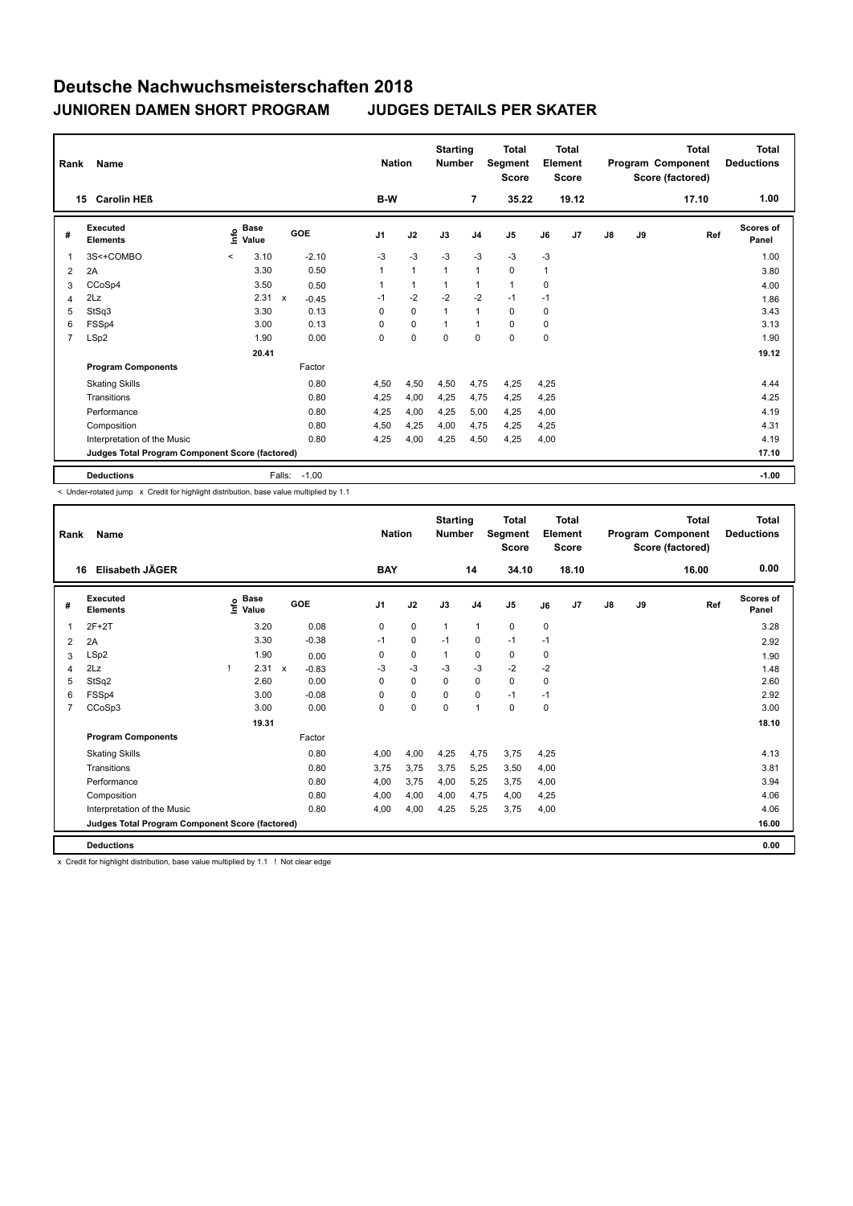# Deutsche Nachwuchsmeisterschaften 2018

## JUNIOREN DAMEN SHORT PROGRAM    JUDGES DETAILS PER SKATER

| Rank | Name | Nation | Starting Number | Total Segment Score | Total Element Score | Total Program Component Score (factored) | Total Deductions |
|---|---|---|---|---|---|---|---|
| 15 | Carolin HEß | B-W | 7 | 35.22 | 19.12 | 17.10 | 1.00 |

| # | Executed Elements | Info | Base Value | | GOE | J1 | J2 | J3 | J4 | J5 | J6 | J7 | J8 | J9 | Ref | Scores of Panel |
|---|---|---|---|---|---|---|---|---|---|---|---|---|---|---|---|---|
| 1 | 3S<+COMBO | < | 3.10 | | -2.10 | -3 | -3 | -3 | -3 | -3 | -3 | | | | | 1.00 |
| 2 | 2A | | 3.30 | | 0.50 | 1 | 1 | 1 | 1 | 0 | 1 | | | | | 3.80 |
| 3 | CCoSp4 | | 3.50 | | 0.50 | 1 | 1 | 1 | 1 | 1 | 0 | | | | | 4.00 |
| 4 | 2Lz | | 2.31 | x | -0.45 | -1 | -2 | -2 | -2 | -1 | -1 | | | | | 1.86 |
| 5 | StSq3 | | 3.30 | | 0.13 | 0 | 0 | 1 | 1 | 0 | 0 | | | | | 3.43 |
| 6 | FSSp4 | | 3.00 | | 0.13 | 0 | 0 | 1 | 1 | 0 | 0 | | | | | 3.13 |
| 7 | LSp2 | | 1.90 | | 0.00 | 0 | 0 | 0 | 0 | 0 | 0 | | | | | 1.90 |
| | | | 20.41 | | | | | | | | | | | | | 19.12 |
| | **Program Components** | | | | Factor | | | | | | | | | | | |
| | Skating Skills | | | | 0.80 | 4,50 | 4,50 | 4,50 | 4,75 | 4,25 | 4,25 | | | | | 4.44 |
| | Transitions | | | | 0.80 | 4,25 | 4,00 | 4,25 | 4,75 | 4,25 | 4,25 | | | | | 4.25 |
| | Performance | | | | 0.80 | 4,25 | 4,00 | 4,25 | 5,00 | 4,25 | 4,00 | | | | | 4.19 |
| | Composition | | | | 0.80 | 4,50 | 4,25 | 4,00 | 4,75 | 4,25 | 4,25 | | | | | 4.31 |
| | Interpretation of the Music | | | | 0.80 | 4,25 | 4,00 | 4,25 | 4,50 | 4,25 | 4,00 | | | | | 4.19 |
| | **Judges Total Program Component Score (factored)** | | | | | | | | | | | | | | | 17.10 |
| | **Deductions** | | | Falls: | -1.00 | | | | | | | | | | | -1.00 |

< Under-rotated jump   x Credit for highlight distribution, base value multiplied by 1.1

| Rank | Name | Nation | Starting Number | Total Segment Score | Total Element Score | Total Program Component Score (factored) | Total Deductions |
|---|---|---|---|---|---|---|---|
| 16 | Elisabeth JÄGER | BAY | 14 | 34.10 | 18.10 | 16.00 | 0.00 |

| # | Executed Elements | Info | Base Value | | GOE | J1 | J2 | J3 | J4 | J5 | J6 | J7 | J8 | J9 | Ref | Scores of Panel |
|---|---|---|---|---|---|---|---|---|---|---|---|---|---|---|---|---|
| 1 | 2F+2T | | 3.20 | | 0.08 | 0 | 0 | 1 | 1 | 0 | 0 | | | | | 3.28 |
| 2 | 2A | | 3.30 | | -0.38 | -1 | 0 | -1 | 0 | -1 | -1 | | | | | 2.92 |
| 3 | LSp2 | | 1.90 | | 0.00 | 0 | 0 | 1 | 0 | 0 | 0 | | | | | 1.90 |
| 4 | 2Lz | ! | 2.31 | x | -0.83 | -3 | -3 | -3 | -3 | -2 | -2 | | | | | 1.48 |
| 5 | StSq2 | | 2.60 | | 0.00 | 0 | 0 | 0 | 0 | 0 | 0 | | | | | 2.60 |
| 6 | FSSp4 | | 3.00 | | -0.08 | 0 | 0 | 0 | 0 | -1 | -1 | | | | | 2.92 |
| 7 | CCoSp3 | | 3.00 | | 0.00 | 0 | 0 | 0 | 1 | 0 | 0 | | | | | 3.00 |
| | | | 19.31 | | | | | | | | | | | | | 18.10 |
| | **Program Components** | | | | Factor | | | | | | | | | | | |
| | Skating Skills | | | | 0.80 | 4,00 | 4,00 | 4,25 | 4,75 | 3,75 | 4,25 | | | | | 4.13 |
| | Transitions | | | | 0.80 | 3,75 | 3,75 | 3,75 | 5,25 | 3,50 | 4,00 | | | | | 3.81 |
| | Performance | | | | 0.80 | 4,00 | 3,75 | 4,00 | 5,25 | 3,75 | 4,00 | | | | | 3.94 |
| | Composition | | | | 0.80 | 4,00 | 4,00 | 4,00 | 4,75 | 4,00 | 4,25 | | | | | 4.06 |
| | Interpretation of the Music | | | | 0.80 | 4,00 | 4,00 | 4,25 | 5,25 | 3,75 | 4,00 | | | | | 4.06 |
| | **Judges Total Program Component Score (factored)** | | | | | | | | | | | | | | | 16.00 |
| | **Deductions** | | | | | | | | | | | | | | | 0.00 |

x Credit for highlight distribution, base value multiplied by 1.1   ! Not clear edge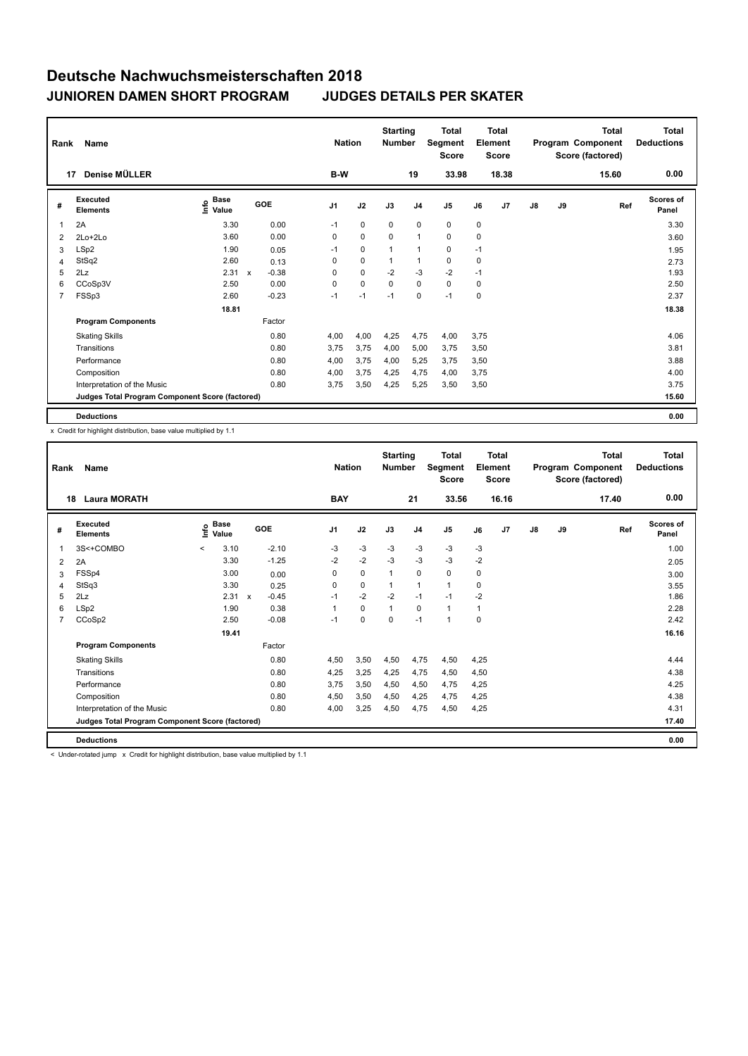# Deutsche Nachwuchsmeisterschaften 2018

## JUNIOREN DAMEN SHORT PROGRAM JUDGES DETAILS PER SKATER

| Rank | Name | Nation | Starting Number | Total Segment Score | Total Element Score | Total Program Component Score (factored) | Total Deductions |
|---|---|---|---|---|---|---|---|
| 17 | Denise MÜLLER | B-W | 19 | 33.98 | 18.38 | 15.60 | 0.00 |

| # | Executed Elements | Info | Base Value | | GOE | J1 | J2 | J3 | J4 | J5 | J6 | J7 | J8 | J9 | Ref | Scores of Panel |
|---|---|---|---|---|---|---|---|---|---|---|---|---|---|---|---|---|
| 1 | 2A | | 3.30 | | 0.00 | -1 | 0 | 0 | 0 | 0 | 0 | | | | | 3.30 |
| 2 | 2Lo+2Lo | | 3.60 | | 0.00 | 0 | 0 | 0 | 1 | 0 | 0 | | | | | 3.60 |
| 3 | LSp2 | | 1.90 | | 0.05 | -1 | 0 | 1 | 1 | 0 | -1 | | | | | 1.95 |
| 4 | StSq2 | | 2.60 | | 0.13 | 0 | 0 | 1 | 1 | 0 | 0 | | | | | 2.73 |
| 5 | 2Lz | | 2.31 | x | -0.38 | 0 | 0 | -2 | -3 | -2 | -1 | | | | | 1.93 |
| 6 | CCoSp3V | | 2.50 | | 0.00 | 0 | 0 | 0 | 0 | 0 | 0 | | | | | 2.50 |
| 7 | FSSp3 | | 2.60 | | -0.23 | -1 | -1 | -1 | 0 | -1 | 0 | | | | | 2.37 |
| | | | 18.81 | | | | | | | | | | | | | 18.38 |
| | **Program Components** | | | | Factor | | | | | | | | | | | |
| | Skating Skills | | | | 0.80 | 4,00 | 4,00 | 4,25 | 4,75 | 4,00 | 3,75 | | | | | 4.06 |
| | Transitions | | | | 0.80 | 3,75 | 3,75 | 4,00 | 5,00 | 3,75 | 3,50 | | | | | 3.81 |
| | Performance | | | | 0.80 | 4,00 | 3,75 | 4,00 | 5,25 | 3,75 | 3,50 | | | | | 3.88 |
| | Composition | | | | 0.80 | 4,00 | 3,75 | 4,25 | 4,75 | 4,00 | 3,75 | | | | | 4.00 |
| | Interpretation of the Music | | | | 0.80 | 3,75 | 3,50 | 4,25 | 5,25 | 3,50 | 3,50 | | | | | 3.75 |
| | **Judges Total Program Component Score (factored)** | | | | | | | | | | | | | | | 15.60 |
| | **Deductions** | | | | | | | | | | | | | | | 0.00 |

x Credit for highlight distribution, base value multiplied by 1.1

| Rank | Name | Nation | Starting Number | Total Segment Score | Total Element Score | Total Program Component Score (factored) | Total Deductions |
|---|---|---|---|---|---|---|---|
| 18 | Laura MORATH | BAY | 21 | 33.56 | 16.16 | 17.40 | 0.00 |

| # | Executed Elements | Info | Base Value | | GOE | J1 | J2 | J3 | J4 | J5 | J6 | J7 | J8 | J9 | Ref | Scores of Panel |
|---|---|---|---|---|---|---|---|---|---|---|---|---|---|---|---|---|
| 1 | 3S<+COMBO | < | 3.10 | | -2.10 | -3 | -3 | -3 | -3 | -3 | -3 | | | | | 1.00 |
| 2 | 2A | | 3.30 | | -1.25 | -2 | -2 | -3 | -3 | -3 | -2 | | | | | 2.05 |
| 3 | FSSp4 | | 3.00 | | 0.00 | 0 | 0 | 1 | 0 | 0 | 0 | | | | | 3.00 |
| 4 | StSq3 | | 3.30 | | 0.25 | 0 | 0 | 1 | 1 | 1 | 0 | | | | | 3.55 |
| 5 | 2Lz | | 2.31 | x | -0.45 | -1 | -2 | -2 | -1 | -1 | -2 | | | | | 1.86 |
| 6 | LSp2 | | 1.90 | | 0.38 | 1 | 0 | 1 | 0 | 1 | 1 | | | | | 2.28 |
| 7 | CCoSp2 | | 2.50 | | -0.08 | -1 | 0 | 0 | -1 | 1 | 0 | | | | | 2.42 |
| | | | 19.41 | | | | | | | | | | | | | 16.16 |
| | **Program Components** | | | | Factor | | | | | | | | | | | |
| | Skating Skills | | | | 0.80 | 4,50 | 3,50 | 4,50 | 4,75 | 4,50 | 4,25 | | | | | 4.44 |
| | Transitions | | | | 0.80 | 4,25 | 3,25 | 4,25 | 4,75 | 4,50 | 4,50 | | | | | 4.38 |
| | Performance | | | | 0.80 | 3,75 | 3,50 | 4,50 | 4,50 | 4,75 | 4,25 | | | | | 4.25 |
| | Composition | | | | 0.80 | 4,50 | 3,50 | 4,50 | 4,25 | 4,75 | 4,25 | | | | | 4.38 |
| | Interpretation of the Music | | | | 0.80 | 4,00 | 3,25 | 4,50 | 4,75 | 4,50 | 4,25 | | | | | 4.31 |
| | **Judges Total Program Component Score (factored)** | | | | | | | | | | | | | | | 17.40 |
| | **Deductions** | | | | | | | | | | | | | | | 0.00 |

< Under-rotated jump x Credit for highlight distribution, base value multiplied by 1.1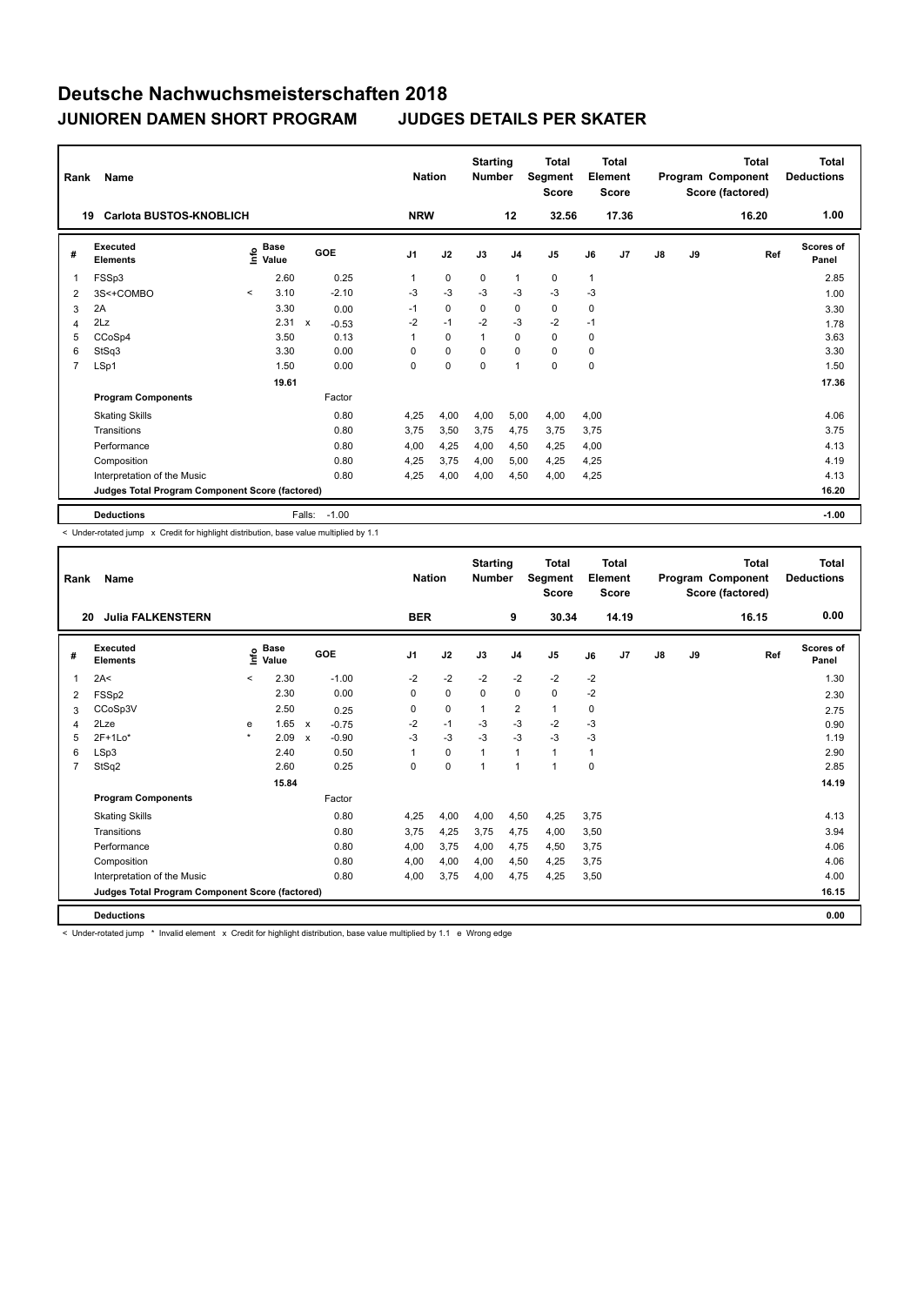# Deutsche Nachwuchsmeisterschaften 2018

## JUNIOREN DAMEN SHORT PROGRAM JUDGES DETAILS PER SKATER

| Rank | Name | Nation | Starting Number | Total Segment Score | Total Element Score | Total Program Component Score (factored) | Total Deductions |
|---|---|---|---|---|---|---|---|
| 19 | Carlota BUSTOS-KNOBLICH | NRW | 12 | 32.56 | 17.36 | 16.20 | 1.00 |

| # | Executed Elements | Info | Base Value | | GOE | J1 | J2 | J3 | J4 | J5 | J6 | J7 | J8 | J9 | Ref | Scores of Panel |
|---|---|---|---|---|---|---|---|---|---|---|---|---|---|---|---|---|
| 1 | FSSp3 | | 2.60 | | 0.25 | 1 | 0 | 0 | 1 | 0 | 1 | | | | | 2.85 |
| 2 | 3S<+COMBO | < | 3.10 | | -2.10 | -3 | -3 | -3 | -3 | -3 | -3 | | | | | 1.00 |
| 3 | 2A | | 3.30 | | 0.00 | -1 | 0 | 0 | 0 | 0 | 0 | | | | | 3.30 |
| 4 | 2Lz | | 2.31 | x | -0.53 | -2 | -1 | -2 | -3 | -2 | -1 | | | | | 1.78 |
| 5 | CCoSp4 | | 3.50 | | 0.13 | 1 | 0 | 1 | 0 | 0 | 0 | | | | | 3.63 |
| 6 | StSq3 | | 3.30 | | 0.00 | 0 | 0 | 0 | 0 | 0 | 0 | | | | | 3.30 |
| 7 | LSp1 | | 1.50 | | 0.00 | 0 | 0 | 0 | 1 | 0 | 0 | | | | | 1.50 |
| | | | 19.61 | | | | | | | | | | | | | 17.36 |
| | **Program Components** | | | | Factor | | | | | | | | | | | |
| | Skating Skills | | | | 0.80 | 4,25 | 4,00 | 4,00 | 5,00 | 4,00 | 4,00 | | | | | 4.06 |
| | Transitions | | | | 0.80 | 3,75 | 3,50 | 3,75 | 4,75 | 3,75 | 3,75 | | | | | 3.75 |
| | Performance | | | | 0.80 | 4,00 | 4,25 | 4,00 | 4,50 | 4,25 | 4,00 | | | | | 4.13 |
| | Composition | | | | 0.80 | 4,25 | 3,75 | 4,00 | 5,00 | 4,25 | 4,25 | | | | | 4.19 |
| | Interpretation of the Music | | | | 0.80 | 4,25 | 4,00 | 4,00 | 4,50 | 4,00 | 4,25 | | | | | 4.13 |
| | **Judges Total Program Component Score (factored)** | | | | | | | | | | | | | | | 16.20 |
| | **Deductions** | | | Falls: | -1.00 | | | | | | | | | | | -1.00 |

< Under-rotated jump x Credit for highlight distribution, base value multiplied by 1.1

| Rank | Name | Nation | Starting Number | Total Segment Score | Total Element Score | Total Program Component Score (factored) | Total Deductions |
|---|---|---|---|---|---|---|---|
| 20 | Julia FALKENSTERN | BER | 9 | 30.34 | 14.19 | 16.15 | 0.00 |

| # | Executed Elements | Info | Base Value | | GOE | J1 | J2 | J3 | J4 | J5 | J6 | J7 | J8 | J9 | Ref | Scores of Panel |
|---|---|---|---|---|---|---|---|---|---|---|---|---|---|---|---|---|
| 1 | 2A< | < | 2.30 | | -1.00 | -2 | -2 | -2 | -2 | -2 | -2 | | | | | 1.30 |
| 2 | FSSp2 | | 2.30 | | 0.00 | 0 | 0 | 0 | 0 | 0 | -2 | | | | | 2.30 |
| 3 | CCoSp3V | | 2.50 | | 0.25 | 0 | 0 | 1 | 2 | 1 | 0 | | | | | 2.75 |
| 4 | 2Lze | e | 1.65 | x | -0.75 | -2 | -1 | -3 | -3 | -2 | -3 | | | | | 0.90 |
| 5 | 2F+1Lo* | * | 2.09 | x | -0.90 | -3 | -3 | -3 | -3 | -3 | -3 | | | | | 1.19 |
| 6 | LSp3 | | 2.40 | | 0.50 | 1 | 0 | 1 | 1 | 1 | 1 | | | | | 2.90 |
| 7 | StSq2 | | 2.60 | | 0.25 | 0 | 0 | 1 | 1 | 1 | 0 | | | | | 2.85 |
| | | | 15.84 | | | | | | | | | | | | | 14.19 |
| | **Program Components** | | | | Factor | | | | | | | | | | | |
| | Skating Skills | | | | 0.80 | 4,25 | 4,00 | 4,00 | 4,50 | 4,25 | 3,75 | | | | | 4.13 |
| | Transitions | | | | 0.80 | 3,75 | 4,25 | 3,75 | 4,75 | 4,00 | 3,50 | | | | | 3.94 |
| | Performance | | | | 0.80 | 4,00 | 3,75 | 4,00 | 4,75 | 4,50 | 3,75 | | | | | 4.06 |
| | Composition | | | | 0.80 | 4,00 | 4,00 | 4,00 | 4,50 | 4,25 | 3,75 | | | | | 4.06 |
| | Interpretation of the Music | | | | 0.80 | 4,00 | 3,75 | 4,00 | 4,75 | 4,25 | 3,50 | | | | | 4.00 |
| | **Judges Total Program Component Score (factored)** | | | | | | | | | | | | | | | 16.15 |
| | **Deductions** | | | | | | | | | | | | | | | 0.00 |

< Under-rotated jump * Invalid element x Credit for highlight distribution, base value multiplied by 1.1 e Wrong edge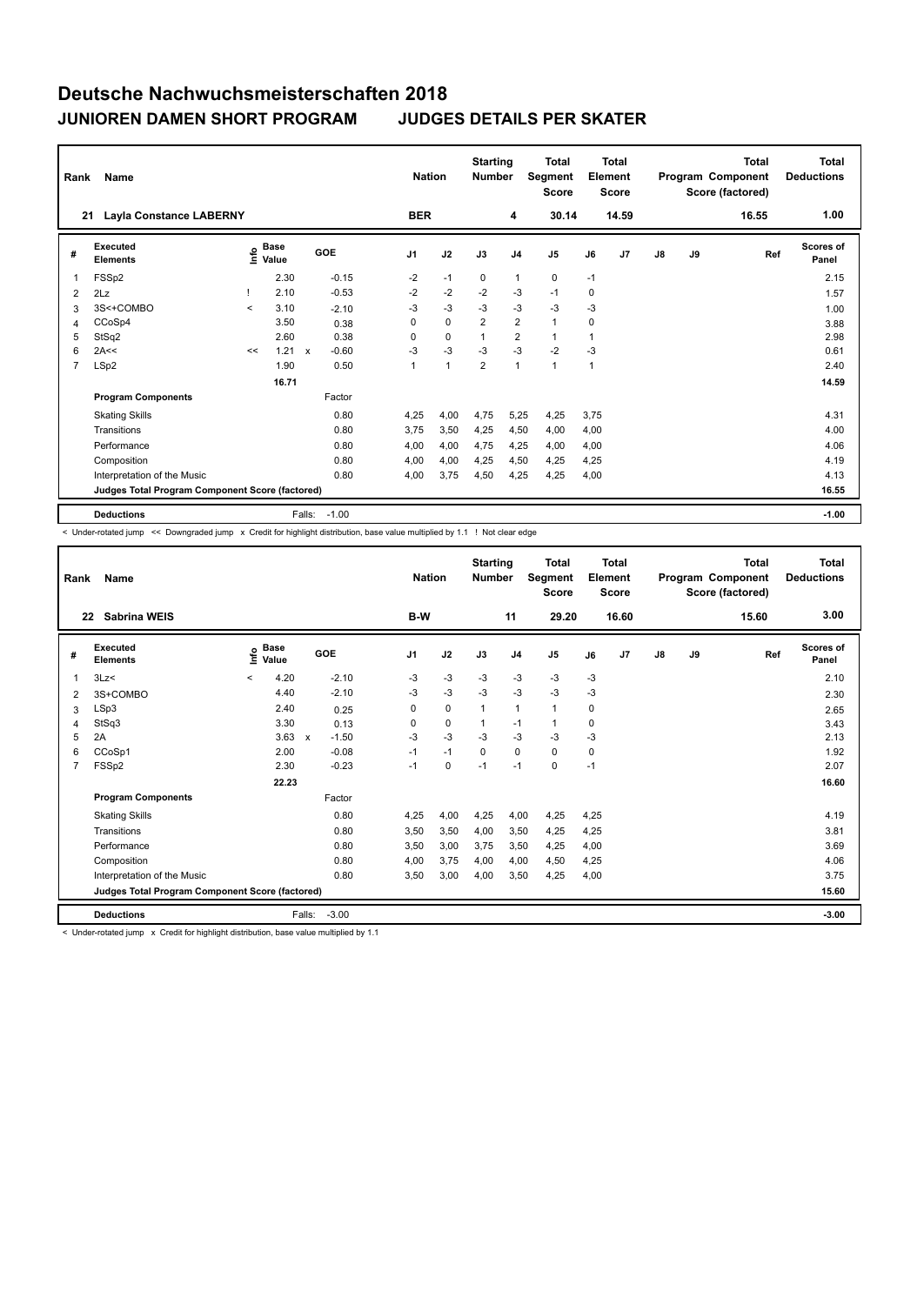# Deutsche Nachwuchsmeisterschaften 2018

## JUNIOREN DAMEN SHORT PROGRAM — JUDGES DETAILS PER SKATER

| Rank | Name | Nation | Starting Number | Total Segment Score | Total Element Score | Total Program Component Score (factored) | Total Deductions |
|---|---|---|---|---|---|---|---|
| 21 | Layla Constance LABERNY | BER | 4 | 30.14 | 14.59 | 16.55 | 1.00 |

| # | Executed Elements | Info | Base Value | | GOE | J1 | J2 | J3 | J4 | J5 | J6 | J7 | J8 | J9 | Ref | Scores of Panel |
|---|---|---|---|---|---|---|---|---|---|---|---|---|---|---|---|---|
| 1 | FSSp2 | | 2.30 | | -0.15 | -2 | -1 | 0 | 1 | 0 | -1 | | | | | 2.15 |
| 2 | 2Lz | ! | 2.10 | | -0.53 | -2 | -2 | -2 | -3 | -1 | 0 | | | | | 1.57 |
| 3 | 3S<+COMBO | < | 3.10 | | -2.10 | -3 | -3 | -3 | -3 | -3 | -3 | | | | | 1.00 |
| 4 | CCoSp4 | | 3.50 | | 0.38 | 0 | 0 | 2 | 2 | 1 | 0 | | | | | 3.88 |
| 5 | StSq2 | | 2.60 | | 0.38 | 0 | 0 | 1 | 2 | 1 | 1 | | | | | 2.98 |
| 6 | 2A<< | << | 1.21 | x | -0.60 | -3 | -3 | -3 | -3 | -2 | -3 | | | | | 0.61 |
| 7 | LSp2 | | 1.90 | | 0.50 | 1 | 1 | 2 | 1 | 1 | 1 | | | | | 2.40 |
| | | | 16.71 | | | | | | | | | | | | | 14.59 |
| | **Program Components** | | | | Factor | | | | | | | | | | | |
| | Skating Skills | | | | 0.80 | 4,25 | 4,00 | 4,75 | 5,25 | 4,25 | 3,75 | | | | | 4.31 |
| | Transitions | | | | 0.80 | 3,75 | 3,50 | 4,25 | 4,50 | 4,00 | 4,00 | | | | | 4.00 |
| | Performance | | | | 0.80 | 4,00 | 4,00 | 4,75 | 4,25 | 4,00 | 4,00 | | | | | 4.06 |
| | Composition | | | | 0.80 | 4,00 | 4,00 | 4,25 | 4,50 | 4,25 | 4,25 | | | | | 4.19 |
| | Interpretation of the Music | | | | 0.80 | 4,00 | 3,75 | 4,50 | 4,25 | 4,25 | 4,00 | | | | | 4.13 |
| | **Judges Total Program Component Score (factored)** | | | | | | | | | | | | | | | 16.55 |
| | **Deductions** | | | Falls: | -1.00 | | | | | | | | | | | -1.00 |

< Under-rotated jump << Downgraded jump x Credit for highlight distribution, base value multiplied by 1.1 ! Not clear edge

| Rank | Name | Nation | Starting Number | Total Segment Score | Total Element Score | Total Program Component Score (factored) | Total Deductions |
|---|---|---|---|---|---|---|---|
| 22 | Sabrina WEIS | B-W | 11 | 29.20 | 16.60 | 15.60 | 3.00 |

| # | Executed Elements | Info | Base Value | | GOE | J1 | J2 | J3 | J4 | J5 | J6 | J7 | J8 | J9 | Ref | Scores of Panel |
|---|---|---|---|---|---|---|---|---|---|---|---|---|---|---|---|---|
| 1 | 3Lz< | < | 4.20 | | -2.10 | -3 | -3 | -3 | -3 | -3 | -3 | | | | | 2.10 |
| 2 | 3S+COMBO | | 4.40 | | -2.10 | -3 | -3 | -3 | -3 | -3 | -3 | | | | | 2.30 |
| 3 | LSp3 | | 2.40 | | 0.25 | 0 | 0 | 1 | 1 | 1 | 0 | | | | | 2.65 |
| 4 | StSq3 | | 3.30 | | 0.13 | 0 | 0 | 1 | -1 | 1 | 0 | | | | | 3.43 |
| 5 | 2A | | 3.63 | x | -1.50 | -3 | -3 | -3 | -3 | -3 | -3 | | | | | 2.13 |
| 6 | CCoSp1 | | 2.00 | | -0.08 | -1 | -1 | 0 | 0 | 0 | 0 | | | | | 1.92 |
| 7 | FSSp2 | | 2.30 | | -0.23 | -1 | 0 | -1 | -1 | 0 | -1 | | | | | 2.07 |
| | | | 22.23 | | | | | | | | | | | | | 16.60 |
| | **Program Components** | | | | Factor | | | | | | | | | | | |
| | Skating Skills | | | | 0.80 | 4,25 | 4,00 | 4,25 | 4,00 | 4,25 | 4,25 | | | | | 4.19 |
| | Transitions | | | | 0.80 | 3,50 | 3,50 | 4,00 | 3,50 | 4,25 | 4,25 | | | | | 3.81 |
| | Performance | | | | 0.80 | 3,50 | 3,00 | 3,75 | 3,50 | 4,25 | 4,00 | | | | | 3.69 |
| | Composition | | | | 0.80 | 4,00 | 3,75 | 4,00 | 4,00 | 4,50 | 4,25 | | | | | 4.06 |
| | Interpretation of the Music | | | | 0.80 | 3,50 | 3,00 | 4,00 | 3,50 | 4,25 | 4,00 | | | | | 3.75 |
| | **Judges Total Program Component Score (factored)** | | | | | | | | | | | | | | | 15.60 |
| | **Deductions** | | | Falls: | -3.00 | | | | | | | | | | | -3.00 |

< Under-rotated jump x Credit for highlight distribution, base value multiplied by 1.1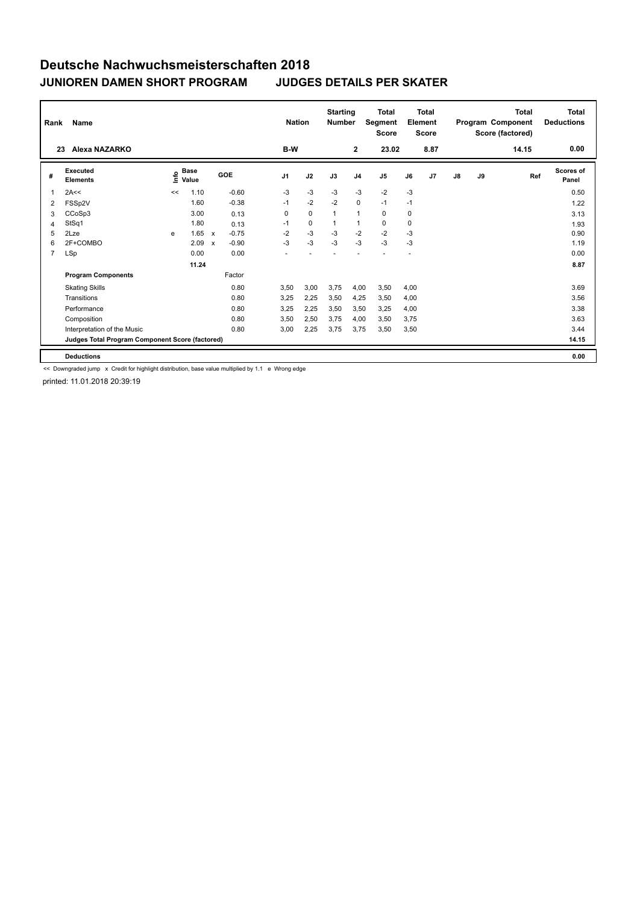# Deutsche Nachwuchsmeisterschaften 2018

## JUNIOREN DAMEN SHORT PROGRAM &nbsp;&nbsp;&nbsp; JUDGES DETAILS PER SKATER

| Rank | Name | Nation | Starting Number | Total Segment Score | Total Element Score | Total Program Component Score (factored) | Total Deductions |
|---|---|---|---|---|---|---|---|
| 23 | Alexa NAZARKO | B-W | 2 | 23.02 | 8.87 | 14.15 | 0.00 |

| # | Executed Elements | Info | Base Value | | GOE | J1 | J2 | J3 | J4 | J5 | J6 | J7 | J8 | J9 | Ref | Scores of Panel |
|---|---|---|---|---|---|---|---|---|---|---|---|---|---|---|---|---|
| 1 | 2A<< | << | 1.10 | | -0.60 | -3 | -3 | -3 | -3 | -2 | -3 | | | | | 0.50 |
| 2 | FSSp2V | | 1.60 | | -0.38 | -1 | -2 | -2 | 0 | -1 | -1 | | | | | 1.22 |
| 3 | CCoSp3 | | 3.00 | | 0.13 | 0 | 0 | 1 | 1 | 0 | 0 | | | | | 3.13 |
| 4 | StSq1 | | 1.80 | | 0.13 | -1 | 0 | 1 | 1 | 0 | 0 | | | | | 1.93 |
| 5 | 2Lze | e | 1.65 | x | -0.75 | -2 | -3 | -3 | -2 | -2 | -3 | | | | | 0.90 |
| 6 | 2F+COMBO | | 2.09 | x | -0.90 | -3 | -3 | -3 | -3 | -3 | -3 | | | | | 1.19 |
| 7 | LSp | | 0.00 | | 0.00 | - | - | - | - | - | - | | | | | 0.00 |
| | | | 11.24 | | | | | | | | | | | | | 8.87 |
| | **Program Components** | | | | Factor | | | | | | | | | | | |
| | Skating Skills | | | | 0.80 | 3,50 | 3,00 | 3,75 | 4,00 | 3,50 | 4,00 | | | | | 3.69 |
| | Transitions | | | | 0.80 | 3,25 | 2,25 | 3,50 | 4,25 | 3,50 | 4,00 | | | | | 3.56 |
| | Performance | | | | 0.80 | 3,25 | 2,25 | 3,50 | 3,50 | 3,25 | 4,00 | | | | | 3.38 |
| | Composition | | | | 0.80 | 3,50 | 2,50 | 3,75 | 4,00 | 3,50 | 3,75 | | | | | 3.63 |
| | Interpretation of the Music | | | | 0.80 | 3,00 | 2,25 | 3,75 | 3,75 | 3,50 | 3,50 | | | | | 3.44 |
| | **Judges Total Program Component Score (factored)** | | | | | | | | | | | | | | | 14.15 |
| | **Deductions** | | | | | | | | | | | | | | | 0.00 |

<< Downgraded jump x Credit for highlight distribution, base value multiplied by 1.1 e Wrong edge

printed: 11.01.2018 20:39:19